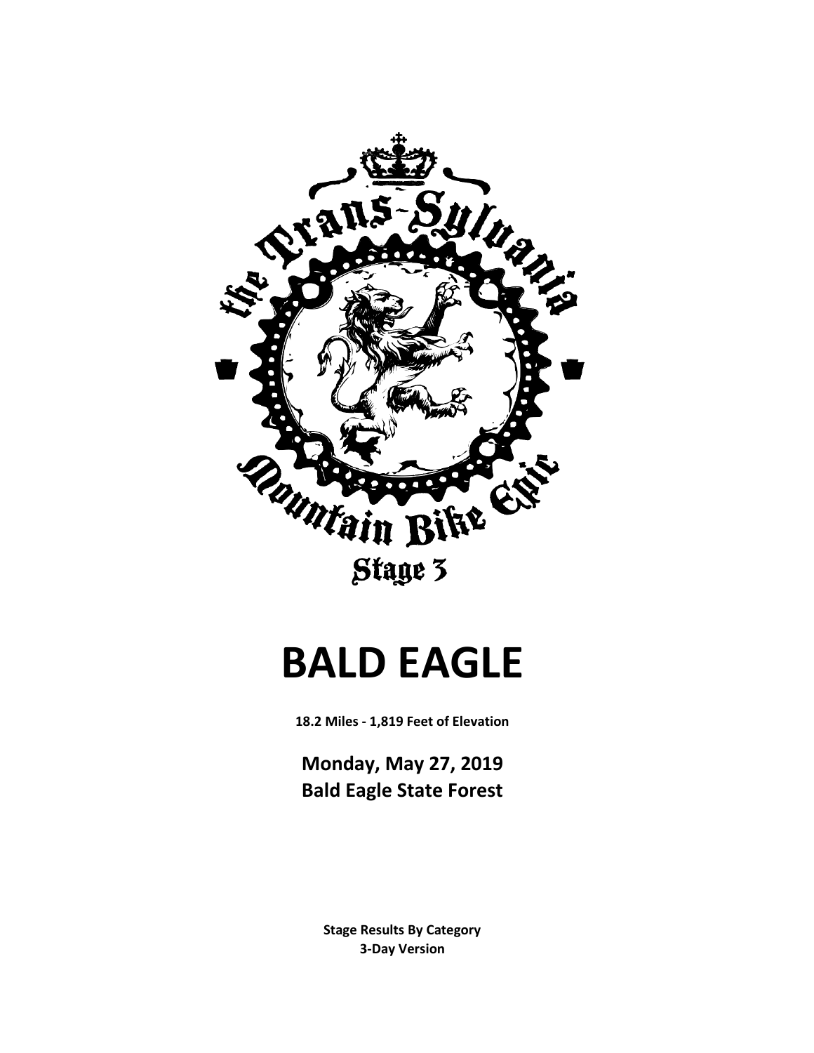the Trans-Sylvania Mountain Bike Epic

Stage 3

# BALD EAGLE

**18.2 Miles - 1,819 Feet of Elevation**

## Monday, May 27, 2019
## Bald Eagle State Forest

**Stage Results By Category**
**3-Day Version**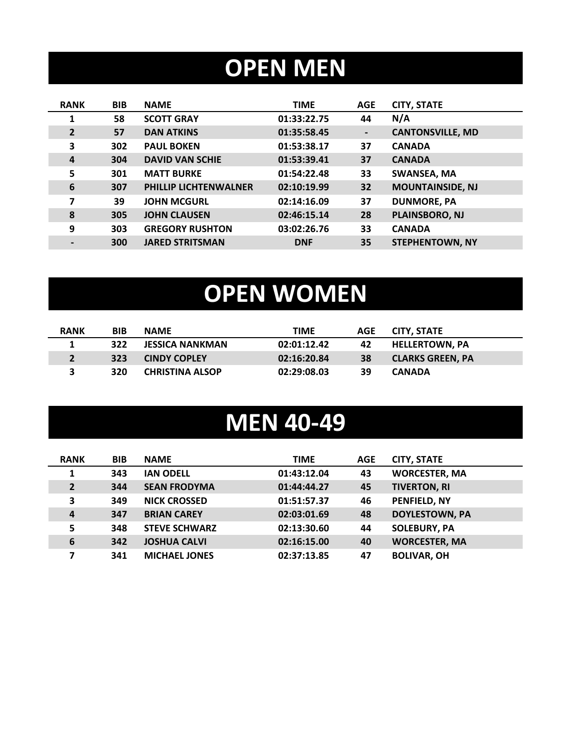# OPEN MEN

| RANK | BIB | NAME | TIME | AGE | CITY, STATE |
|---|---|---|---|---|---|
| 1 | 58 | SCOTT GRAY | 01:33:22.75 | 44 | N/A |
| 2 | 57 | DAN ATKINS | 01:35:58.45 | - | CANTONSVILLE, MD |
| 3 | 302 | PAUL BOKEN | 01:53:38.17 | 37 | CANADA |
| 4 | 304 | DAVID VAN SCHIE | 01:53:39.41 | 37 | CANADA |
| 5 | 301 | MATT BURKE | 01:54:22.48 | 33 | SWANSEA, MA |
| 6 | 307 | PHILLIP LICHTENWALNER | 02:10:19.99 | 32 | MOUNTAINSIDE, NJ |
| 7 | 39 | JOHN MCGURL | 02:14:16.09 | 37 | DUNMORE, PA |
| 8 | 305 | JOHN CLAUSEN | 02:46:15.14 | 28 | PLAINSBORO, NJ |
| 9 | 303 | GREGORY RUSHTON | 03:02:26.76 | 33 | CANADA |
| - | 300 | JARED STRITSMAN | DNF | 35 | STEPHENTOWN, NY |

# OPEN WOMEN

| RANK | BIB | NAME | TIME | AGE | CITY, STATE |
|---|---|---|---|---|---|
| 1 | 322 | JESSICA NANKMAN | 02:01:12.42 | 42 | HELLERTOWN, PA |
| 2 | 323 | CINDY COPLEY | 02:16:20.84 | 38 | CLARKS GREEN, PA |
| 3 | 320 | CHRISTINA ALSOP | 02:29:08.03 | 39 | CANADA |

# MEN 40-49

| RANK | BIB | NAME | TIME | AGE | CITY, STATE |
|---|---|---|---|---|---|
| 1 | 343 | IAN ODELL | 01:43:12.04 | 43 | WORCESTER, MA |
| 2 | 344 | SEAN FRODYMA | 01:44:44.27 | 45 | TIVERTON, RI |
| 3 | 349 | NICK CROSSED | 01:51:57.37 | 46 | PENFIELD, NY |
| 4 | 347 | BRIAN CAREY | 02:03:01.69 | 48 | DOYLESTOWN, PA |
| 5 | 348 | STEVE SCHWARZ | 02:13:30.60 | 44 | SOLEBURY, PA |
| 6 | 342 | JOSHUA CALVI | 02:16:15.00 | 40 | WORCESTER, MA |
| 7 | 341 | MICHAEL JONES | 02:37:13.85 | 47 | BOLIVAR, OH |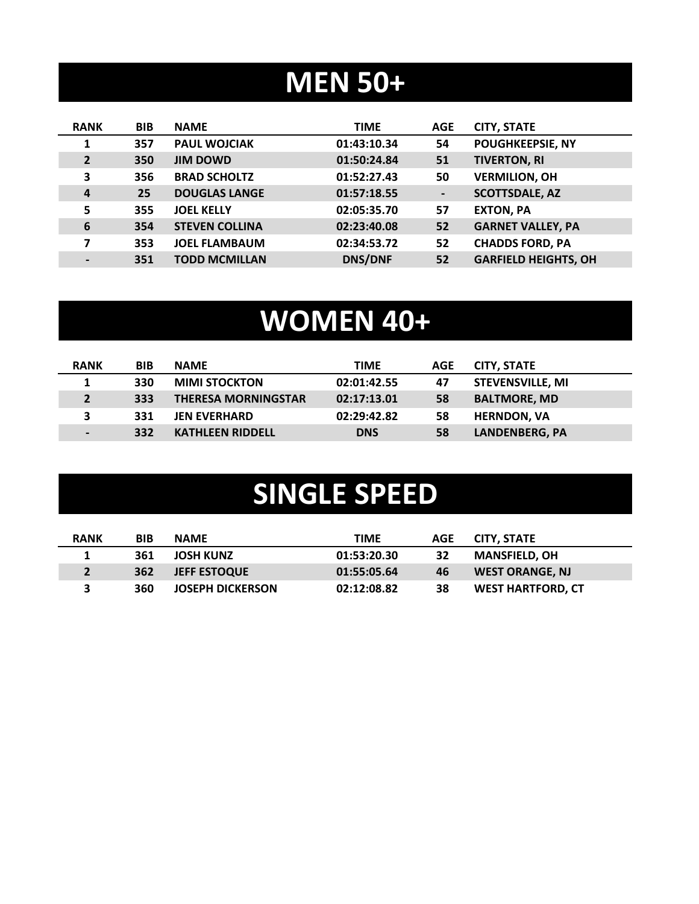# MEN 50+

| RANK | BIB | NAME | TIME | AGE | CITY, STATE |
|---|---|---|---|---|---|
| 1 | 357 | PAUL WOJCIAK | 01:43:10.34 | 54 | POUGHKEEPSIE, NY |
| 2 | 350 | JIM DOWD | 01:50:24.84 | 51 | TIVERTON, RI |
| 3 | 356 | BRAD SCHOLTZ | 01:52:27.43 | 50 | VERMILION, OH |
| 4 | 25 | DOUGLAS LANGE | 01:57:18.55 | - | SCOTTSDALE, AZ |
| 5 | 355 | JOEL KELLY | 02:05:35.70 | 57 | EXTON, PA |
| 6 | 354 | STEVEN COLLINA | 02:23:40.08 | 52 | GARNET VALLEY, PA |
| 7 | 353 | JOEL FLAMBAUM | 02:34:53.72 | 52 | CHADDS FORD, PA |
| - | 351 | TODD MCMILLAN | DNS/DNF | 52 | GARFIELD HEIGHTS, OH |

# WOMEN 40+

| RANK | BIB | NAME | TIME | AGE | CITY, STATE |
|---|---|---|---|---|---|
| 1 | 330 | MIMI STOCKTON | 02:01:42.55 | 47 | STEVENSVILLE, MI |
| 2 | 333 | THERESA MORNINGSTAR | 02:17:13.01 | 58 | BALTMORE, MD |
| 3 | 331 | JEN EVERHARD | 02:29:42.82 | 58 | HERNDON, VA |
| - | 332 | KATHLEEN RIDDELL | DNS | 58 | LANDENBERG, PA |

# SINGLE SPEED

| RANK | BIB | NAME | TIME | AGE | CITY, STATE |
|---|---|---|---|---|---|
| 1 | 361 | JOSH KUNZ | 01:53:20.30 | 32 | MANSFIELD, OH |
| 2 | 362 | JEFF ESTOQUE | 01:55:05.64 | 46 | WEST ORANGE, NJ |
| 3 | 360 | JOSEPH DICKERSON | 02:12:08.82 | 38 | WEST HARTFORD, CT |